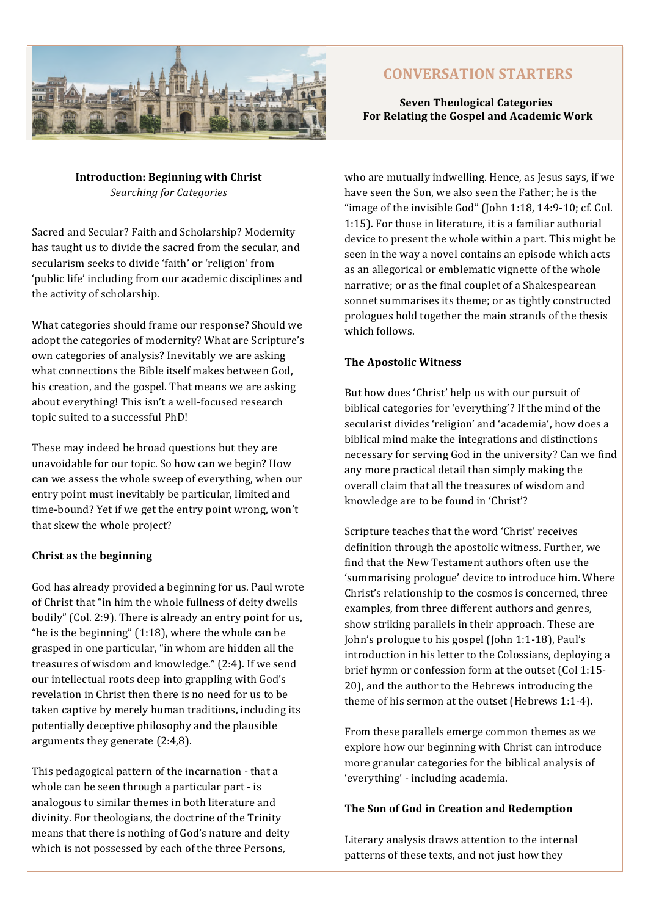# CONVERSATION STARTERS

**Seven Theological Categories**
**For Relating the Gospel and Academic Work**

## Introduction: Beginning with Christ

*Searching for Categories*

Sacred and Secular? Faith and Scholarship? Modernity has taught us to divide the sacred from the secular, and secularism seeks to divide 'faith' or 'religion' from 'public life' including from our academic disciplines and the activity of scholarship.

What categories should frame our response? Should we adopt the categories of modernity? What are Scripture's own categories of analysis? Inevitably we are asking what connections the Bible itself makes between God, his creation, and the gospel. That means we are asking about everything! This isn't a well-focused research topic suited to a successful PhD!

These may indeed be broad questions but they are unavoidable for our topic. So how can we begin? How can we assess the whole sweep of everything, when our entry point must inevitably be particular, limited and time-bound? Yet if we get the entry point wrong, won't that skew the whole project?

### Christ as the beginning

God has already provided a beginning for us. Paul wrote of Christ that "in him the whole fullness of deity dwells bodily" (Col. 2:9). There is already an entry point for us, "he is the beginning" (1:18), where the whole can be grasped in one particular, "in whom are hidden all the treasures of wisdom and knowledge." (2:4). If we send our intellectual roots deep into grappling with God's revelation in Christ then there is no need for us to be taken captive by merely human traditions, including its potentially deceptive philosophy and the plausible arguments they generate (2:4,8).

This pedagogical pattern of the incarnation - that a whole can be seen through a particular part - is analogous to similar themes in both literature and divinity. For theologians, the doctrine of the Trinity means that there is nothing of God's nature and deity which is not possessed by each of the three Persons, who are mutually indwelling. Hence, as Jesus says, if we have seen the Son, we also seen the Father; he is the "image of the invisible God" (John 1:18, 14:9-10; cf. Col. 1:15). For those in literature, it is a familiar authorial device to present the whole within a part. This might be seen in the way a novel contains an episode which acts as an allegorical or emblematic vignette of the whole narrative; or as the final couplet of a Shakespearean sonnet summarises its theme; or as tightly constructed prologues hold together the main strands of the thesis which follows.

### The Apostolic Witness

But how does 'Christ' help us with our pursuit of biblical categories for 'everything'? If the mind of the secularist divides 'religion' and 'academia', how does a biblical mind make the integrations and distinctions necessary for serving God in the university? Can we find any more practical detail than simply making the overall claim that all the treasures of wisdom and knowledge are to be found in 'Christ'?

Scripture teaches that the word 'Christ' receives definition through the apostolic witness. Further, we find that the New Testament authors often use the 'summarising prologue' device to introduce him. Where Christ's relationship to the cosmos is concerned, three examples, from three different authors and genres, show striking parallels in their approach. These are John's prologue to his gospel (John 1:1-18), Paul's introduction in his letter to the Colossians, deploying a brief hymn or confession form at the outset (Col 1:15-20), and the author to the Hebrews introducing the theme of his sermon at the outset (Hebrews 1:1-4).

From these parallels emerge common themes as we explore how our beginning with Christ can introduce more granular categories for the biblical analysis of 'everything' - including academia.

### The Son of God in Creation and Redemption

Literary analysis draws attention to the internal patterns of these texts, and not just how they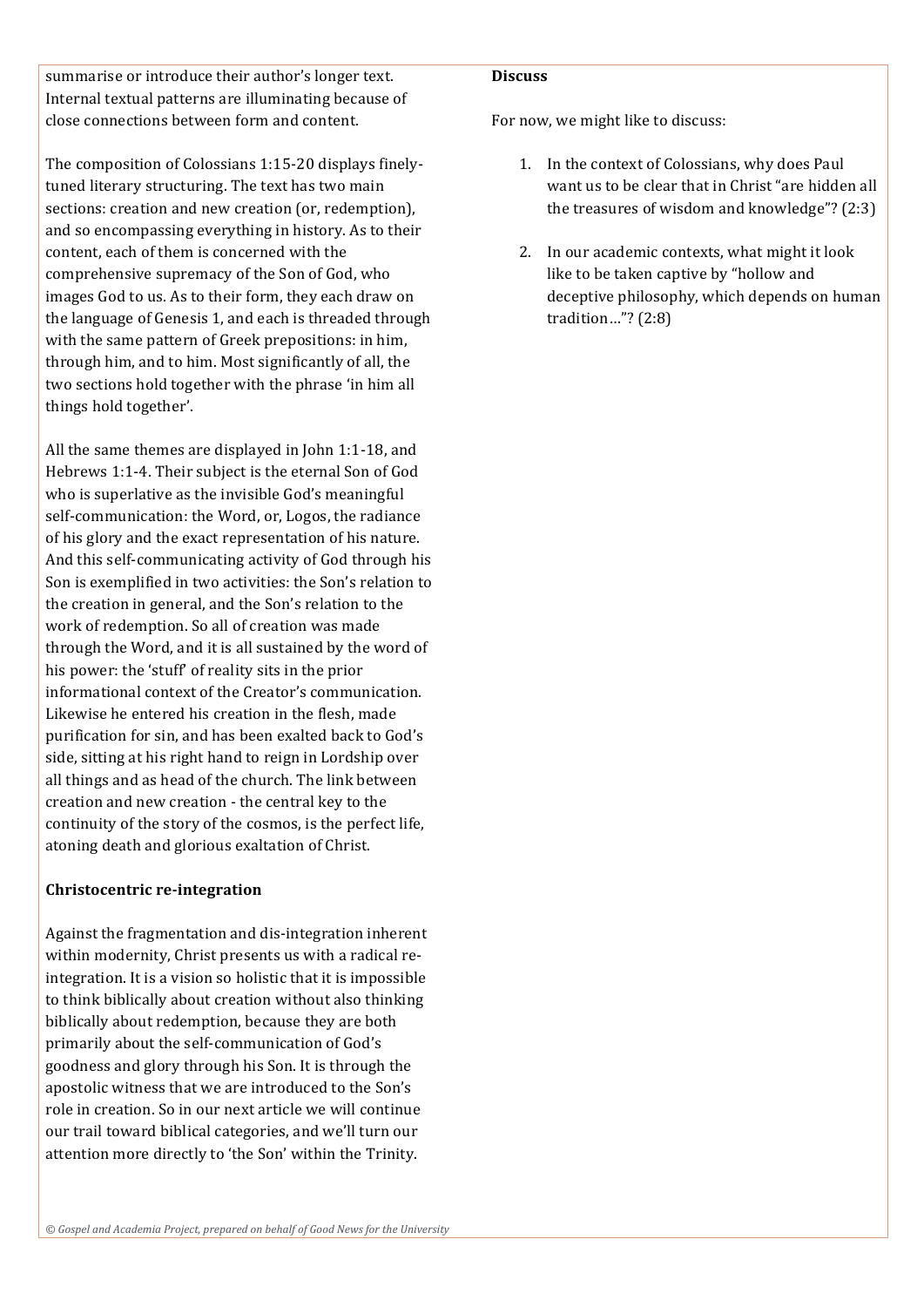summarise or introduce their author's longer text. Internal textual patterns are illuminating because of close connections between form and content.

The composition of Colossians 1:15-20 displays finely-tuned literary structuring. The text has two main sections: creation and new creation (or, redemption), and so encompassing everything in history. As to their content, each of them is concerned with the comprehensive supremacy of the Son of God, who images God to us. As to their form, they each draw on the language of Genesis 1, and each is threaded through with the same pattern of Greek prepositions: in him, through him, and to him. Most significantly of all, the two sections hold together with the phrase 'in him all things hold together'.

All the same themes are displayed in John 1:1-18, and Hebrews 1:1-4. Their subject is the eternal Son of God who is superlative as the invisible God's meaningful self-communication: the Word, or, Logos, the radiance of his glory and the exact representation of his nature. And this self-communicating activity of God through his Son is exemplified in two activities: the Son's relation to the creation in general, and the Son's relation to the work of redemption. So all of creation was made through the Word, and it is all sustained by the word of his power: the 'stuff' of reality sits in the prior informational context of the Creator's communication. Likewise he entered his creation in the flesh, made purification for sin, and has been exalted back to God's side, sitting at his right hand to reign in Lordship over all things and as head of the church. The link between creation and new creation - the central key to the continuity of the story of the cosmos, is the perfect life, atoning death and glorious exaltation of Christ.

**Christocentric re-integration**

Against the fragmentation and dis-integration inherent within modernity, Christ presents us with a radical re-integration. It is a vision so holistic that it is impossible to think biblically about creation without also thinking biblically about redemption, because they are both primarily about the self-communication of God's goodness and glory through his Son. It is through the apostolic witness that we are introduced to the Son's role in creation. So in our next article we will continue our trail toward biblical categories, and we'll turn our attention more directly to 'the Son' within the Trinity.

**Discuss**

For now, we might like to discuss:

1. In the context of Colossians, why does Paul want us to be clear that in Christ "are hidden all the treasures of wisdom and knowledge"? (2:3)
2. In our academic contexts, what might it look like to be taken captive by "hollow and deceptive philosophy, which depends on human tradition…"? (2:8)

*© Gospel and Academia Project, prepared on behalf of Good News for the University*